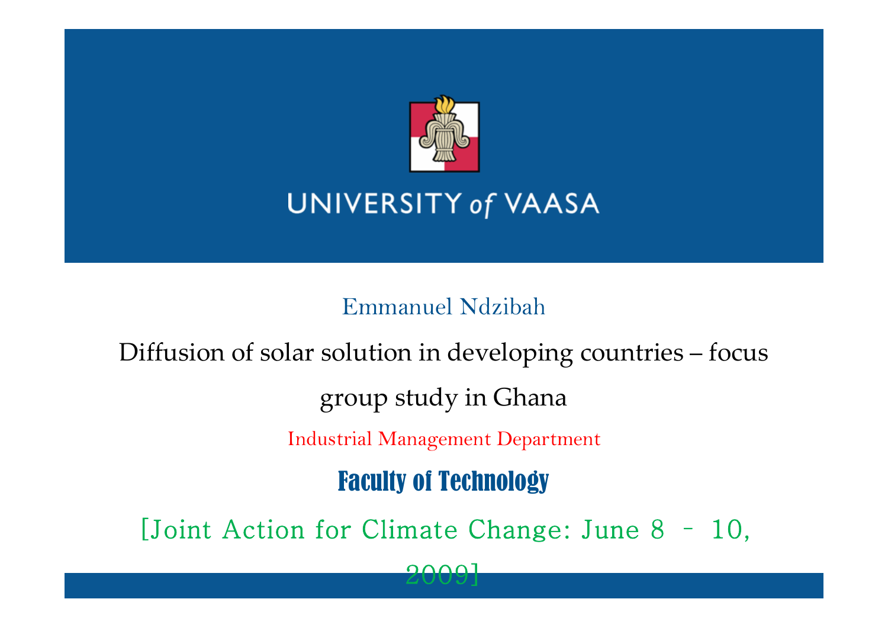UNIVERSITY *of* VAASA

Emmanuel Ndzibah

# Diffusion of solar solution in developing countries – focus group study in Ghana

Industrial Management Department

**Faculty of Technology**

[Joint Action for Climate Change: June 8 – 10, 2009]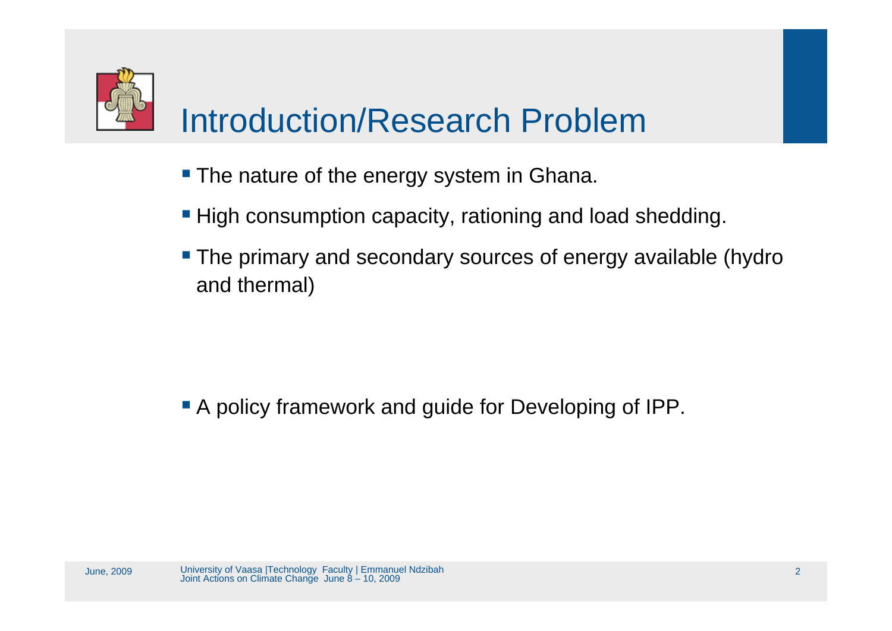# Introduction/Research Problem

- The nature of the energy system in Ghana.
- High consumption capacity, rationing and load shedding.
- The primary and secondary sources of energy available (hydro and thermal)

- A policy framework and guide for Developing of IPP.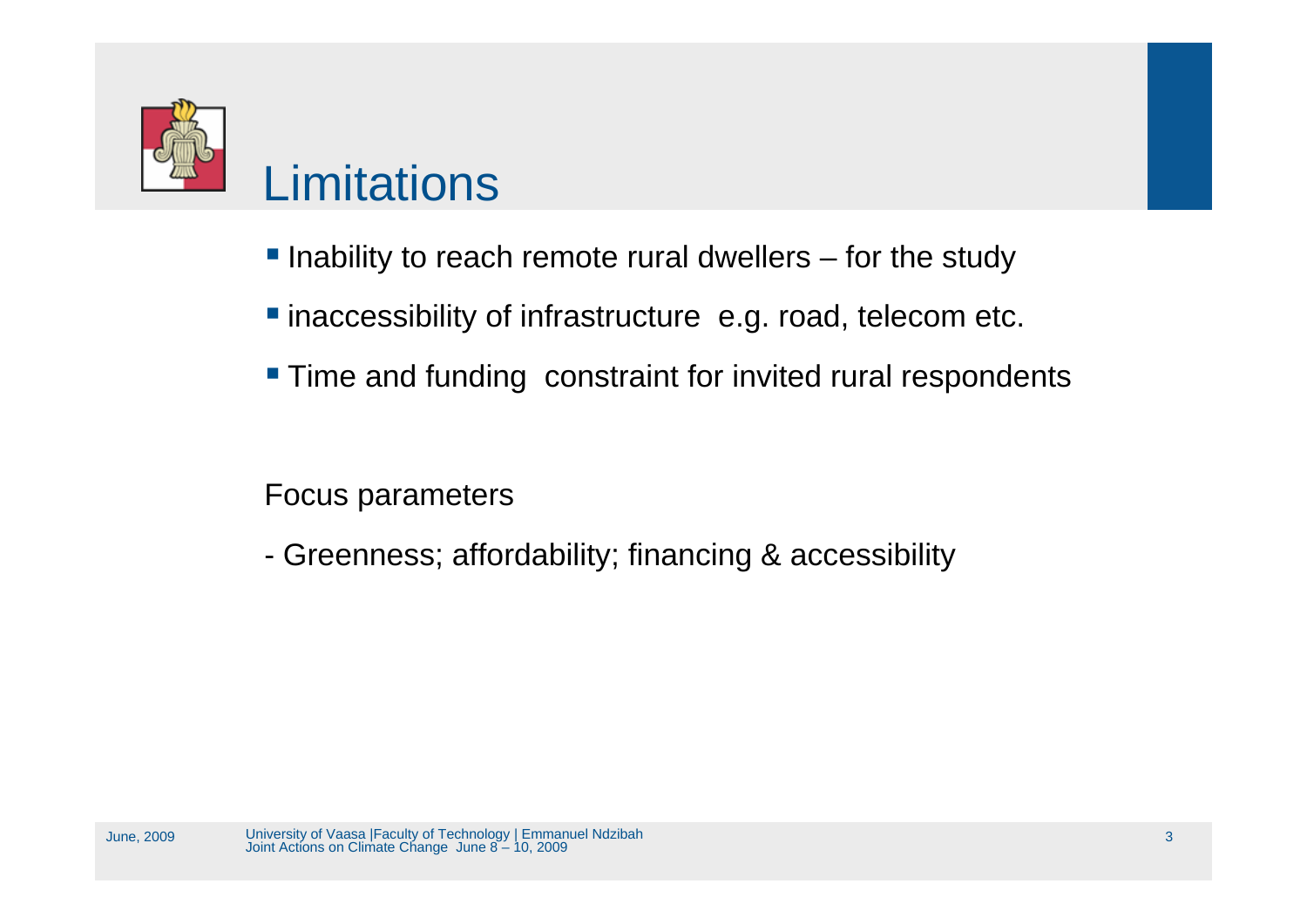# Limitations

- Inability to reach remote rural dwellers – for the study
- inaccessibility of infrastructure  e.g. road, telecom etc.
- Time and funding  constraint for invited rural respondents

Focus parameters

- Greenness; affordability; financing & accessibility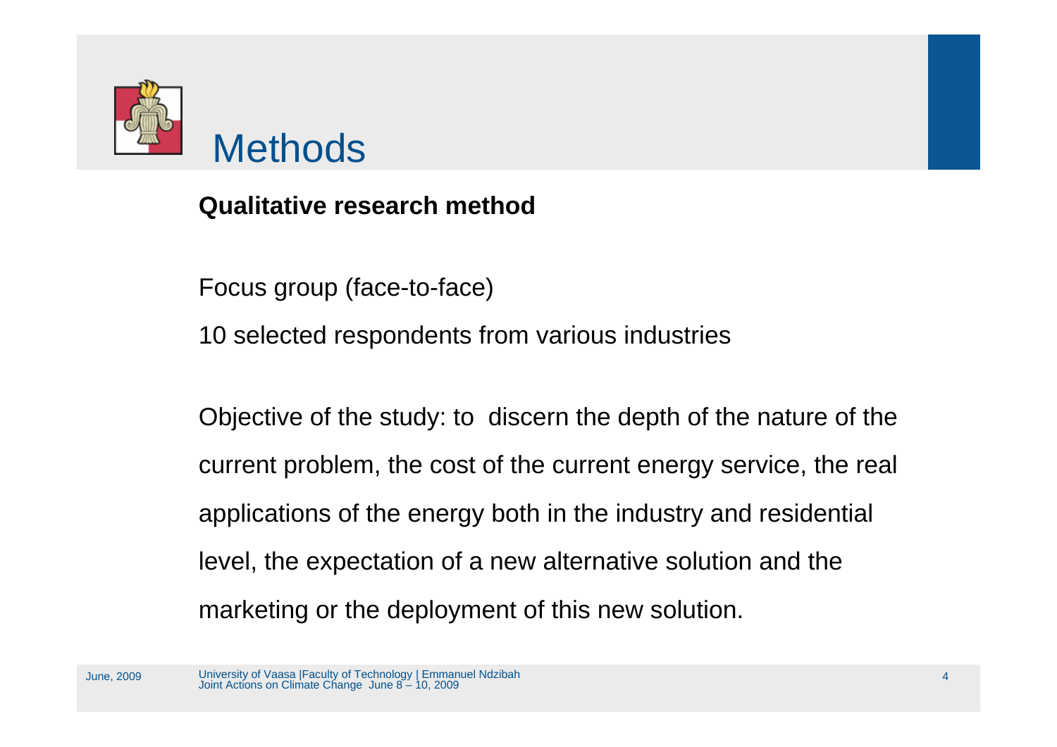# Methods

**Qualitative research method**

Focus group (face-to-face)

10 selected respondents from various industries

Objective of the study: to discern the depth of the nature of the current problem, the cost of the current energy service, the real applications of the energy both in the industry and residential level, the expectation of a new alternative solution and the marketing or the deployment of this new solution.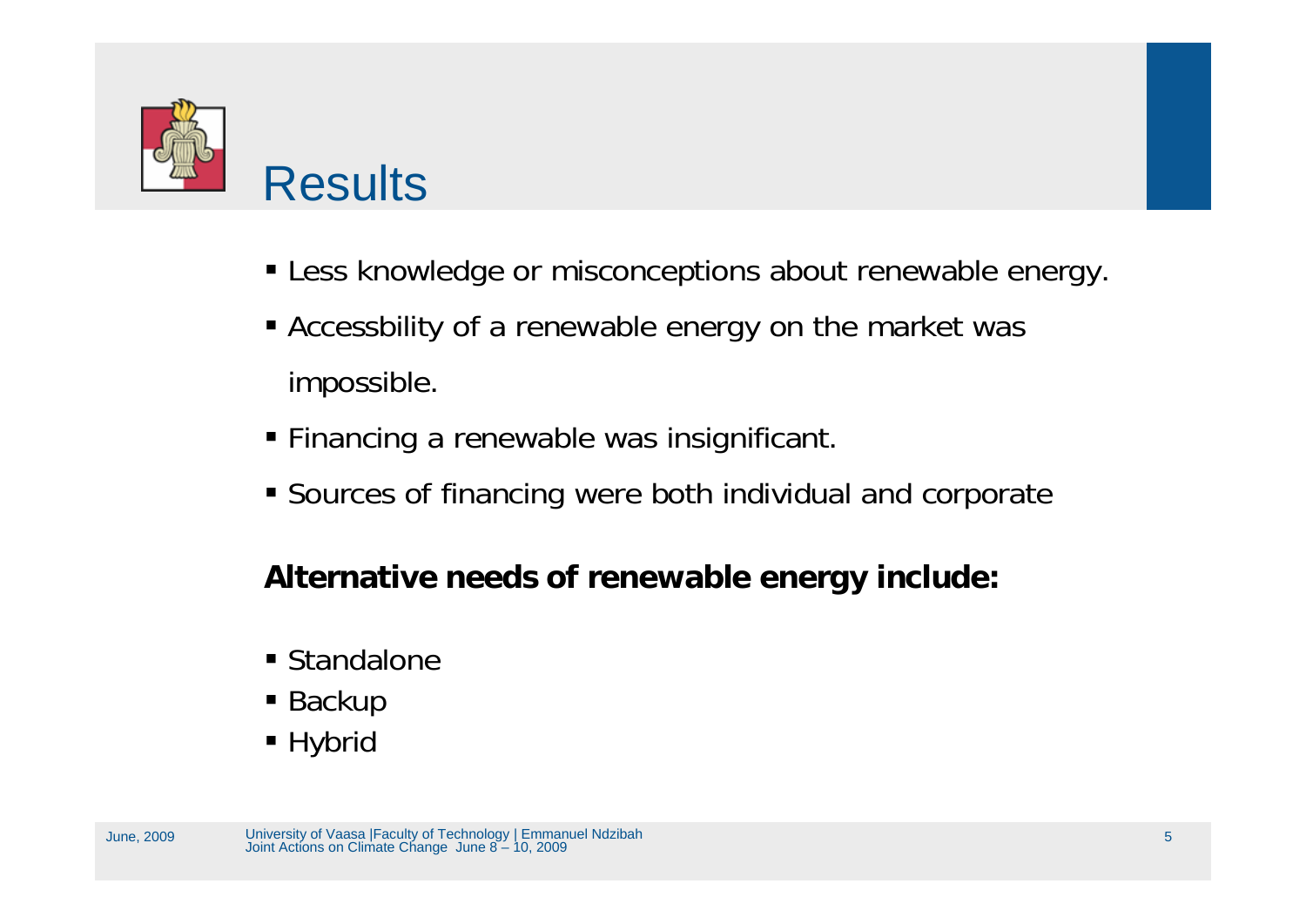# Results

- Less knowledge or misconceptions about renewable energy.
- Accessbility of a renewable energy on the market was impossible.
- Financing a renewable was insignificant.
- Sources of financing were both individual and corporate

**Alternative needs of renewable energy include:**

- Standalone
- Backup
- Hybrid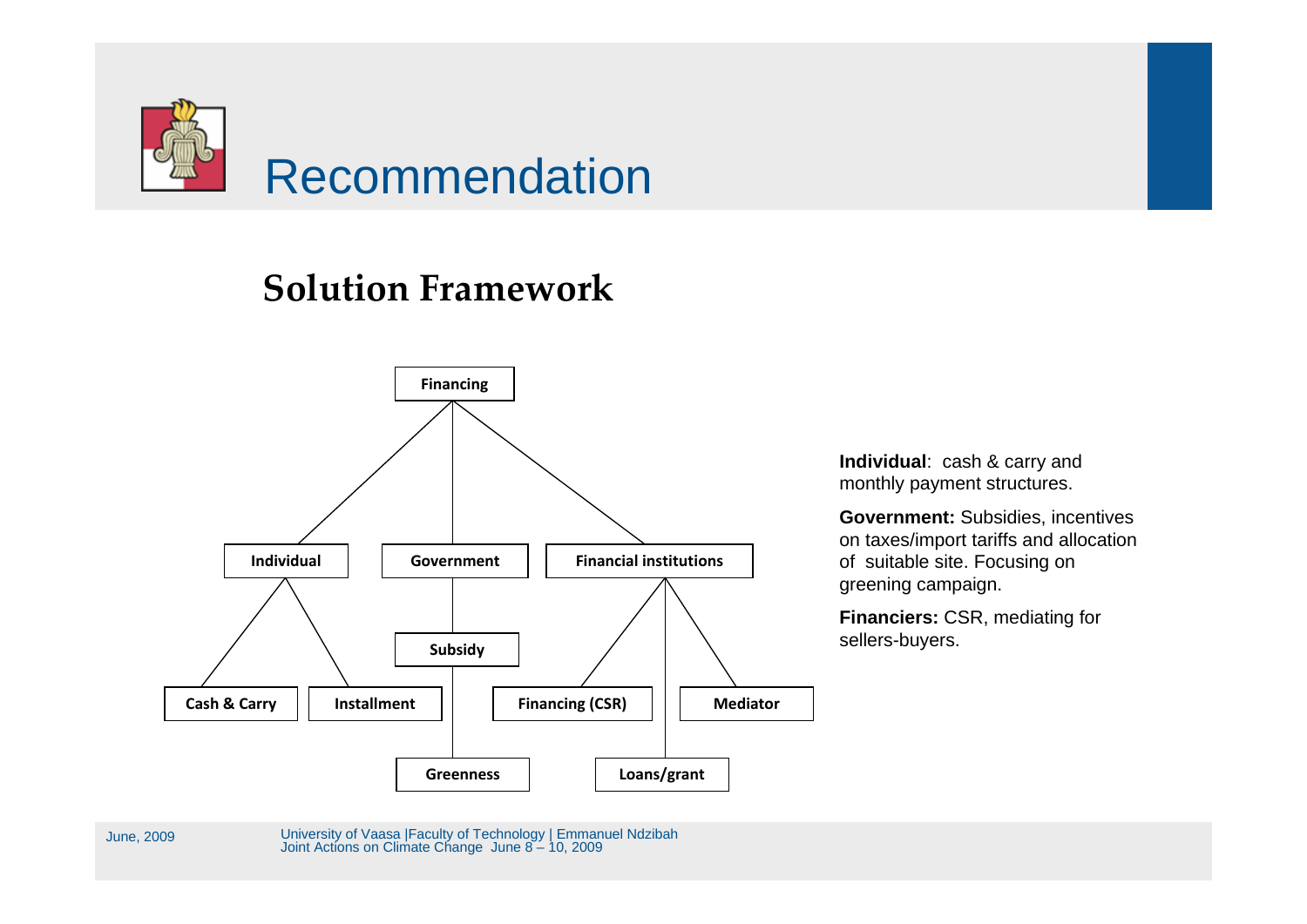# Recommendation

## Solution Framework

- **Financing**
  - **Individual**
    - Cash & Carry
    - Installment
  - **Government**
    - Subsidy
    - Greenness
  - **Financial institutions**
    - Financing (CSR)
    - Loans/grant
    - Mediator

**Individual**: cash & carry and monthly payment structures.

**Government:** Subsidies, incentives on taxes/import tariffs and allocation of suitable site. Focusing on greening campaign.

**Financiers:** CSR, mediating for sellers-buyers.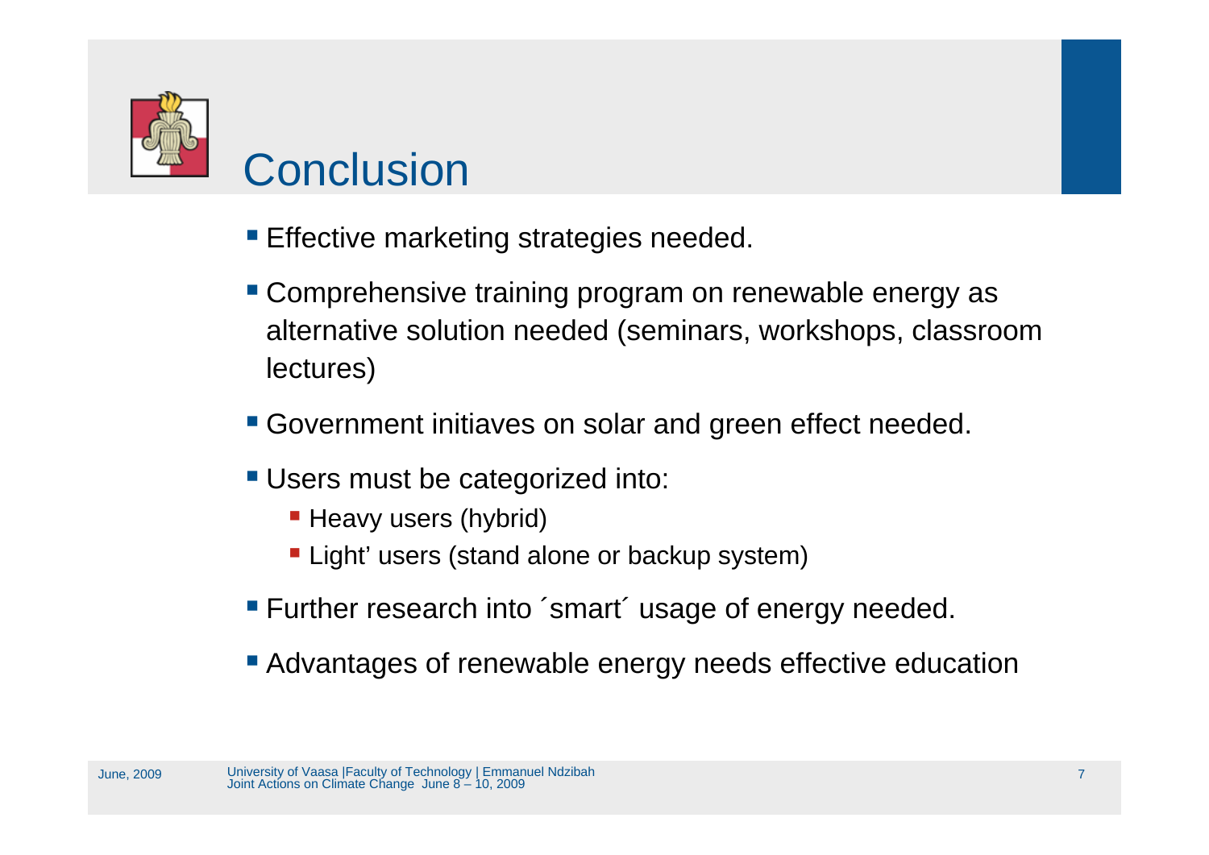# Conclusion

- Effective marketing strategies needed.
- Comprehensive training program on renewable energy as alternative solution needed (seminars, workshops, classroom lectures)
- Government initiaves on solar and green effect needed.
- Users must be categorized into:
  - Heavy users (hybrid)
  - Light' users (stand alone or backup system)
- Further research into ´smart´ usage of energy needed.
- Advantages of renewable energy needs effective education